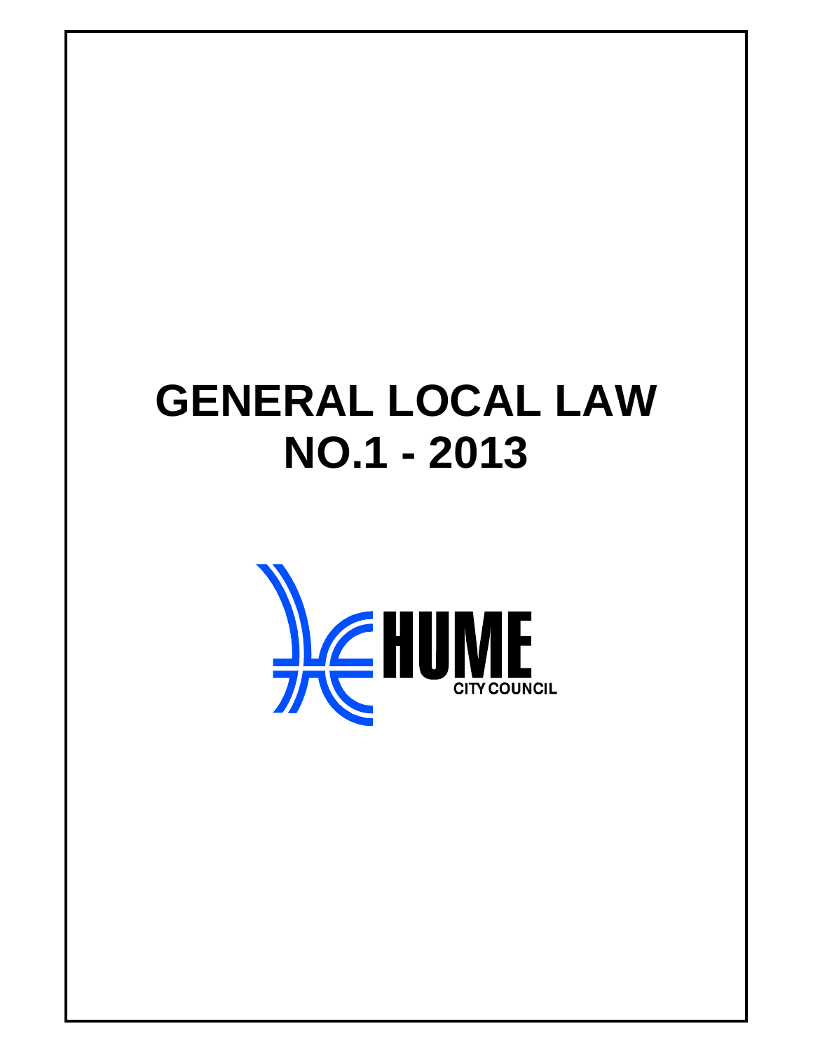# GENERAL LOCAL LAW NO.1 - 2013

HUME

CITY COUNCIL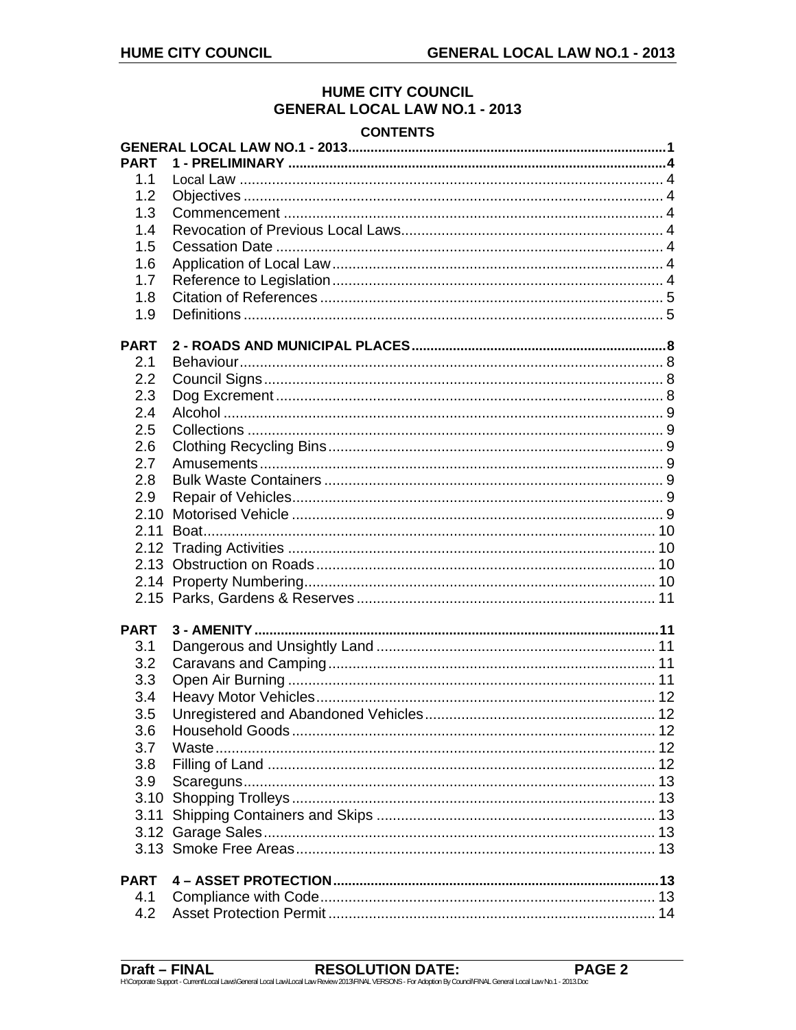# HUME CITY COUNCIL
# GENERAL LOCAL LAW NO.1 - 2013

## CONTENTS

| | | |
|---|---|---|
| **GENERAL LOCAL LAW NO.1 - 2013** | | **1** |
| **PART** | **1 - PRELIMINARY** | **4** |
| 1.1 | Local Law | 4 |
| 1.2 | Objectives | 4 |
| 1.3 | Commencement | 4 |
| 1.4 | Revocation of Previous Local Laws | 4 |
| 1.5 | Cessation Date | 4 |
| 1.6 | Application of Local Law | 4 |
| 1.7 | Reference to Legislation | 4 |
| 1.8 | Citation of References | 5 |
| 1.9 | Definitions | 5 |
| **PART** | **2 - ROADS AND MUNICIPAL PLACES** | **8** |
| 2.1 | Behaviour | 8 |
| 2.2 | Council Signs | 8 |
| 2.3 | Dog Excrement | 8 |
| 2.4 | Alcohol | 9 |
| 2.5 | Collections | 9 |
| 2.6 | Clothing Recycling Bins | 9 |
| 2.7 | Amusements | 9 |
| 2.8 | Bulk Waste Containers | 9 |
| 2.9 | Repair of Vehicles | 9 |
| 2.10 | Motorised Vehicle | 9 |
| 2.11 | Boat | 10 |
| 2.12 | Trading Activities | 10 |
| 2.13 | Obstruction on Roads | 10 |
| 2.14 | Property Numbering | 10 |
| 2.15 | Parks, Gardens & Reserves | 11 |
| **PART** | **3 - AMENITY** | **11** |
| 3.1 | Dangerous and Unsightly Land | 11 |
| 3.2 | Caravans and Camping | 11 |
| 3.3 | Open Air Burning | 11 |
| 3.4 | Heavy Motor Vehicles | 12 |
| 3.5 | Unregistered and Abandoned Vehicles | 12 |
| 3.6 | Household Goods | 12 |
| 3.7 | Waste | 12 |
| 3.8 | Filling of Land | 12 |
| 3.9 | Scareguns | 13 |
| 3.10 | Shopping Trolleys | 13 |
| 3.11 | Shipping Containers and Skips | 13 |
| 3.12 | Garage Sales | 13 |
| 3.13 | Smoke Free Areas | 13 |
| **PART** | **4 – ASSET PROTECTION** | **13** |
| 4.1 | Compliance with Code | 13 |
| 4.2 | Asset Protection Permit | 14 |

**Draft – FINAL** **RESOLUTION DATE:**

H:\Corporate Support - Current\Local Laws\General Local Law\Local Law Review 2013\FINAL VERSONS - For Adoption By Council\FINAL General Local Law No.1 - 2013.Doc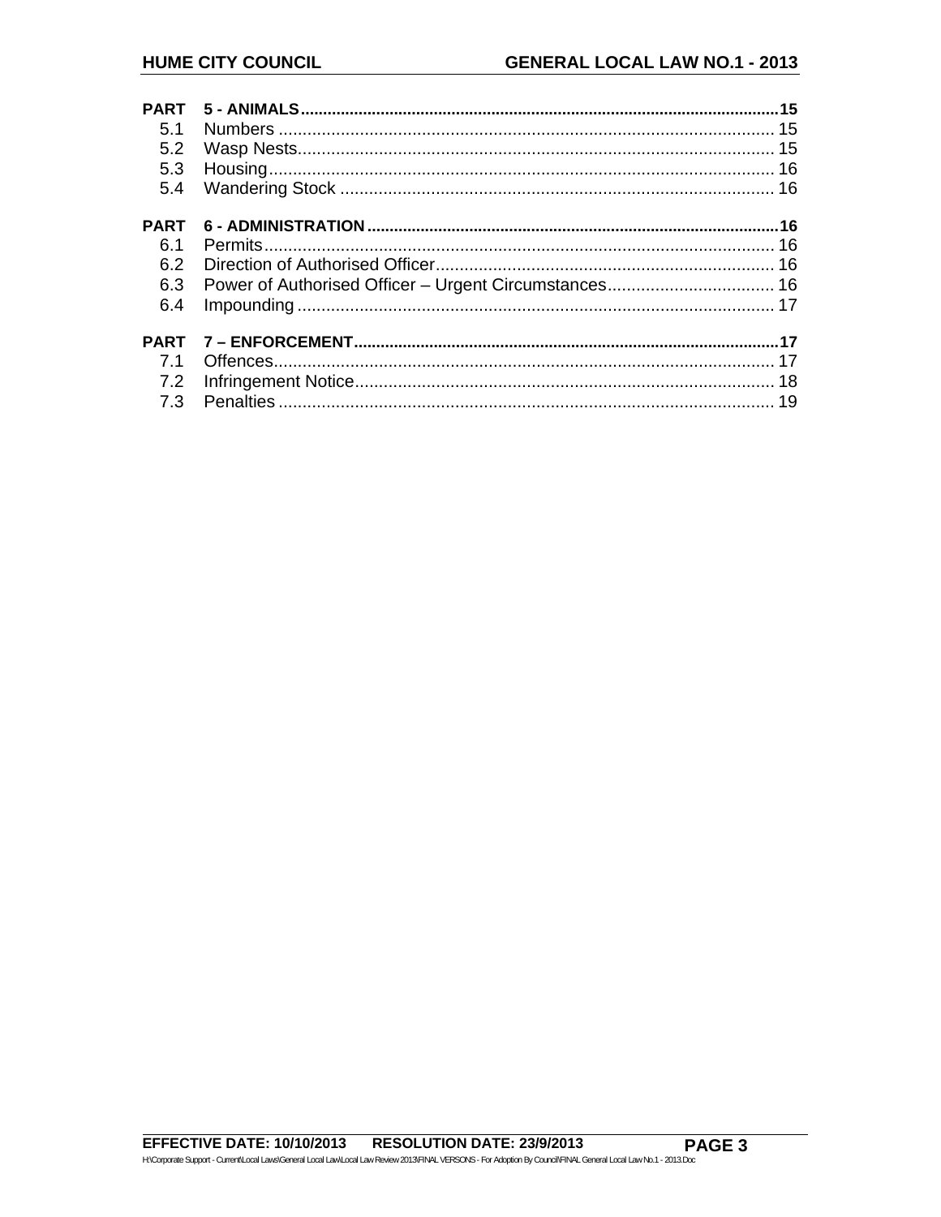| | | |
|---|---|---|
| **PART** | **5 - ANIMALS** | **15** |
| 5.1 | Numbers | 15 |
| 5.2 | Wasp Nests | 15 |
| 5.3 | Housing | 16 |
| 5.4 | Wandering Stock | 16 |
| **PART** | **6 - ADMINISTRATION** | **16** |
| 6.1 | Permits | 16 |
| 6.2 | Direction of Authorised Officer | 16 |
| 6.3 | Power of Authorised Officer – Urgent Circumstances | 16 |
| 6.4 | Impounding | 17 |
| **PART** | **7 – ENFORCEMENT** | **17** |
| 7.1 | Offences | 17 |
| 7.2 | Infringement Notice | 18 |
| 7.3 | Penalties | 19 |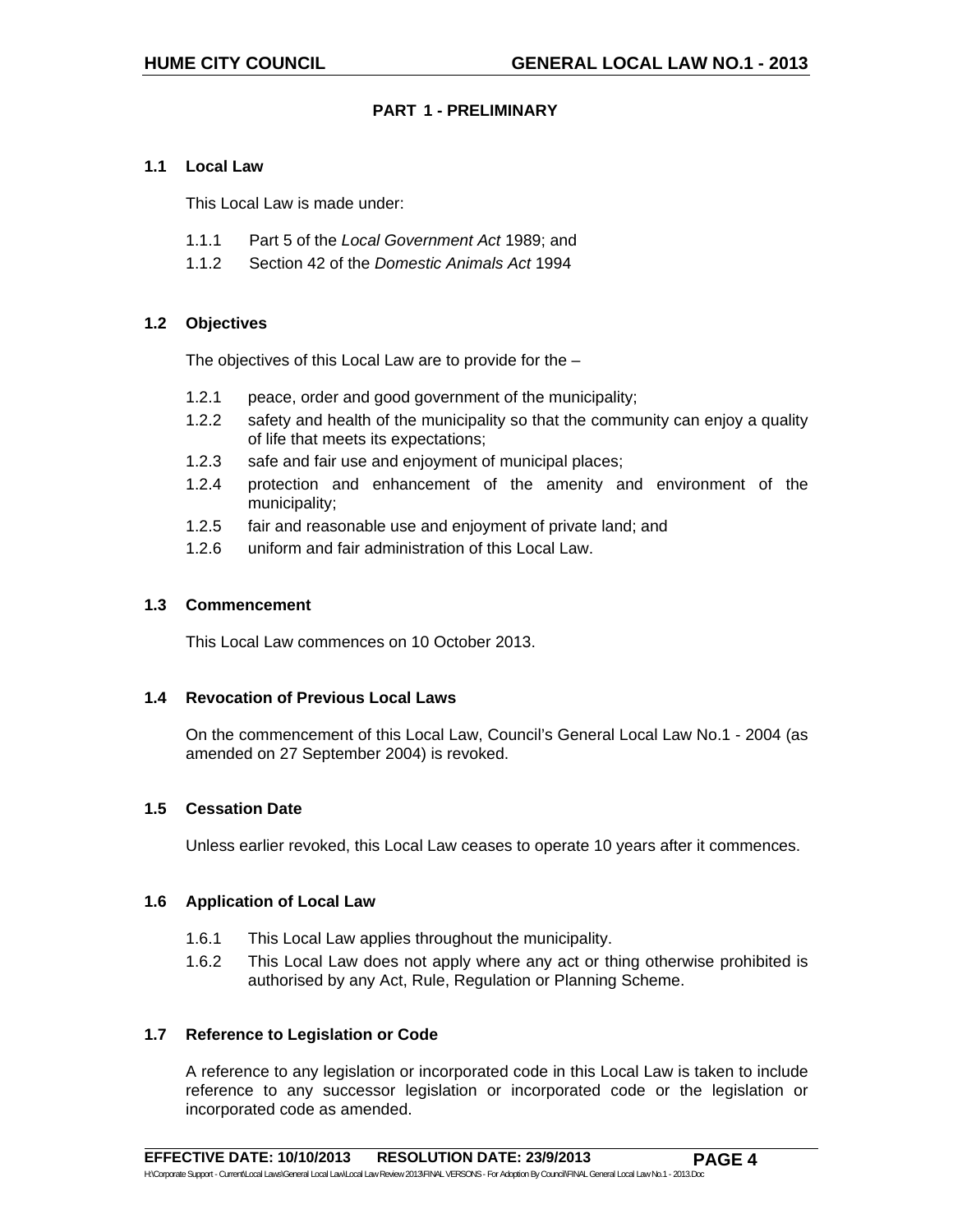## PART 1 - PRELIMINARY

### 1.1 Local Law

This Local Law is made under:

1.1.1 Part 5 of the *Local Government Act* 1989; and

1.1.2 Section 42 of the *Domestic Animals Act* 1994

### 1.2 Objectives

The objectives of this Local Law are to provide for the –

1.2.1 peace, order and good government of the municipality;

1.2.2 safety and health of the municipality so that the community can enjoy a quality of life that meets its expectations;

1.2.3 safe and fair use and enjoyment of municipal places;

1.2.4 protection and enhancement of the amenity and environment of the municipality;

1.2.5 fair and reasonable use and enjoyment of private land; and

1.2.6 uniform and fair administration of this Local Law.

### 1.3 Commencement

This Local Law commences on 10 October 2013.

### 1.4 Revocation of Previous Local Laws

On the commencement of this Local Law, Council's General Local Law No.1 - 2004 (as amended on 27 September 2004) is revoked.

### 1.5 Cessation Date

Unless earlier revoked, this Local Law ceases to operate 10 years after it commences.

### 1.6 Application of Local Law

1.6.1 This Local Law applies throughout the municipality.

1.6.2 This Local Law does not apply where any act or thing otherwise prohibited is authorised by any Act, Rule, Regulation or Planning Scheme.

### 1.7 Reference to Legislation or Code

A reference to any legislation or incorporated code in this Local Law is taken to include reference to any successor legislation or incorporated code or the legislation or incorporated code as amended.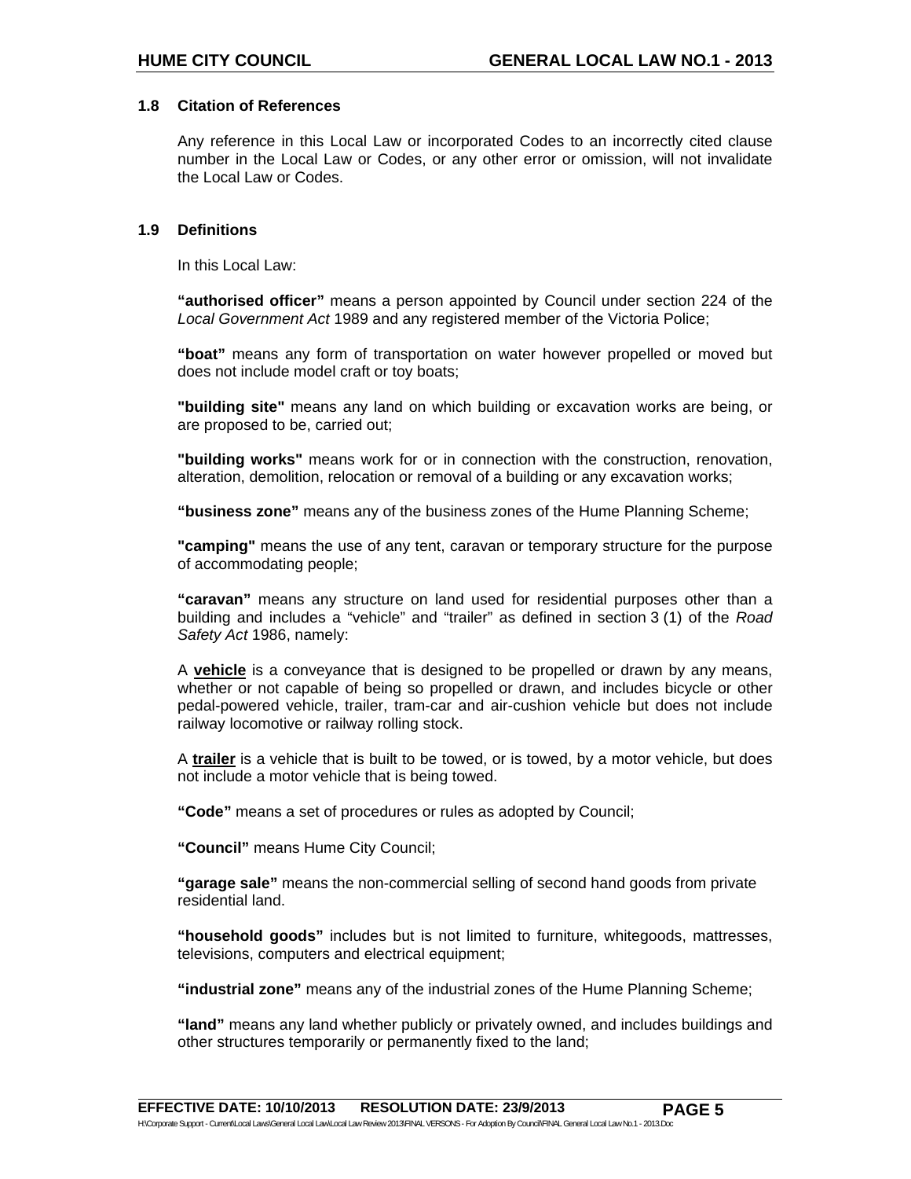### 1.8 Citation of References

Any reference in this Local Law or incorporated Codes to an incorrectly cited clause number in the Local Law or Codes, or any other error or omission, will not invalidate the Local Law or Codes.

### 1.9 Definitions

In this Local Law:

**"authorised officer"** means a person appointed by Council under section 224 of the *Local Government Act* 1989 and any registered member of the Victoria Police;

**"boat"** means any form of transportation on water however propelled or moved but does not include model craft or toy boats;

**"building site"** means any land on which building or excavation works are being, or are proposed to be, carried out;

**"building works"** means work for or in connection with the construction, renovation, alteration, demolition, relocation or removal of a building or any excavation works;

**"business zone"** means any of the business zones of the Hume Planning Scheme;

**"camping"** means the use of any tent, caravan or temporary structure for the purpose of accommodating people;

**"caravan"** means any structure on land used for residential purposes other than a building and includes a "vehicle" and "trailer" as defined in section 3 (1) of the *Road Safety Act* 1986, namely:

A **vehicle** is a conveyance that is designed to be propelled or drawn by any means, whether or not capable of being so propelled or drawn, and includes bicycle or other pedal-powered vehicle, trailer, tram-car and air-cushion vehicle but does not include railway locomotive or railway rolling stock.

A **trailer** is a vehicle that is built to be towed, or is towed, by a motor vehicle, but does not include a motor vehicle that is being towed.

**"Code"** means a set of procedures or rules as adopted by Council;

**"Council"** means Hume City Council;

**"garage sale"** means the non-commercial selling of second hand goods from private residential land.

**"household goods"** includes but is not limited to furniture, whitegoods, mattresses, televisions, computers and electrical equipment;

**"industrial zone"** means any of the industrial zones of the Hume Planning Scheme;

**"land"** means any land whether publicly or privately owned, and includes buildings and other structures temporarily or permanently fixed to the land;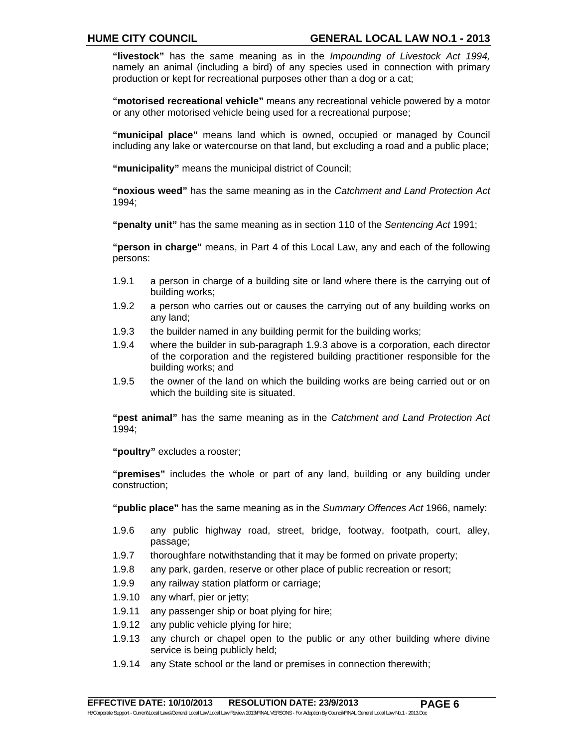**"livestock"** has the same meaning as in the *Impounding of Livestock Act 1994,* namely an animal (including a bird) of any species used in connection with primary production or kept for recreational purposes other than a dog or a cat;

**"motorised recreational vehicle"** means any recreational vehicle powered by a motor or any other motorised vehicle being used for a recreational purpose;

**"municipal place"** means land which is owned, occupied or managed by Council including any lake or watercourse on that land, but excluding a road and a public place;

**"municipality"** means the municipal district of Council;

**"noxious weed"** has the same meaning as in the *Catchment and Land Protection Act* 1994;

**"penalty unit"** has the same meaning as in section 110 of the *Sentencing Act* 1991;

**"person in charge"** means, in Part 4 of this Local Law, any and each of the following persons:

1.9.1 a person in charge of a building site or land where there is the carrying out of building works;
1.9.2 a person who carries out or causes the carrying out of any building works on any land;
1.9.3 the builder named in any building permit for the building works;
1.9.4 where the builder in sub-paragraph 1.9.3 above is a corporation, each director of the corporation and the registered building practitioner responsible for the building works; and
1.9.5 the owner of the land on which the building works are being carried out or on which the building site is situated.

**"pest animal"** has the same meaning as in the *Catchment and Land Protection Act* 1994;

**"poultry"** excludes a rooster;

**"premises"** includes the whole or part of any land, building or any building under construction;

**"public place"** has the same meaning as in the *Summary Offences Act* 1966, namely:

1.9.6 any public highway road, street, bridge, footway, footpath, court, alley, passage;
1.9.7 thoroughfare notwithstanding that it may be formed on private property;
1.9.8 any park, garden, reserve or other place of public recreation or resort;
1.9.9 any railway station platform or carriage;
1.9.10 any wharf, pier or jetty;
1.9.11 any passenger ship or boat plying for hire;
1.9.12 any public vehicle plying for hire;
1.9.13 any church or chapel open to the public or any other building where divine service is being publicly held;
1.9.14 any State school or the land or premises in connection therewith;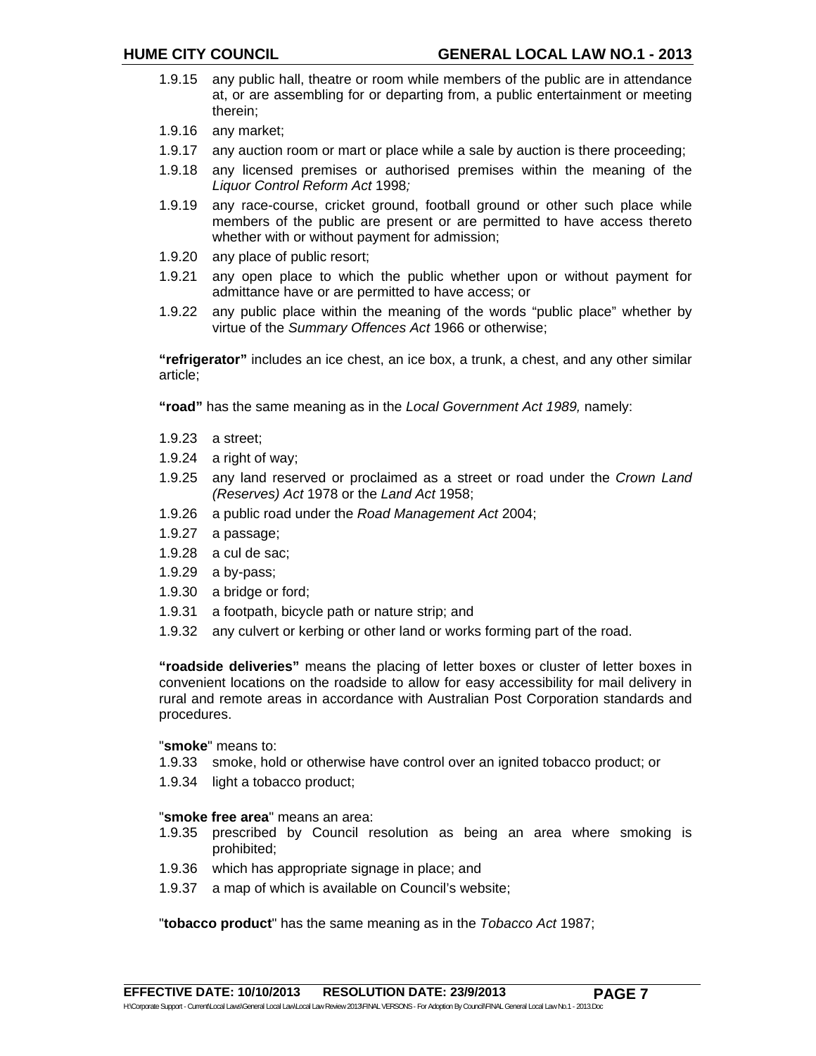1.9.15 any public hall, theatre or room while members of the public are in attendance at, or are assembling for or departing from, a public entertainment or meeting therein;

1.9.16 any market;

1.9.17 any auction room or mart or place while a sale by auction is there proceeding;

1.9.18 any licensed premises or authorised premises within the meaning of the *Liquor Control Reform Act* 1998*;*

1.9.19 any race-course, cricket ground, football ground or other such place while members of the public are present or are permitted to have access thereto whether with or without payment for admission;

1.9.20 any place of public resort;

1.9.21 any open place to which the public whether upon or without payment for admittance have or are permitted to have access; or

1.9.22 any public place within the meaning of the words "public place" whether by virtue of the *Summary Offences Act* 1966 or otherwise;

**"refrigerator"** includes an ice chest, an ice box, a trunk, a chest, and any other similar article;

**"road"** has the same meaning as in the *Local Government Act 1989,* namely:

1.9.23 a street;

1.9.24 a right of way;

1.9.25 any land reserved or proclaimed as a street or road under the *Crown Land (Reserves) Act* 1978 or the *Land Act* 1958;

1.9.26 a public road under the *Road Management Act* 2004;

1.9.27 a passage;

1.9.28 a cul de sac;

1.9.29 a by-pass;

1.9.30 a bridge or ford;

1.9.31 a footpath, bicycle path or nature strip; and

1.9.32 any culvert or kerbing or other land or works forming part of the road.

**"roadside deliveries"** means the placing of letter boxes or cluster of letter boxes in convenient locations on the roadside to allow for easy accessibility for mail delivery in rural and remote areas in accordance with Australian Post Corporation standards and procedures.

"**smoke**" means to:

1.9.33 smoke, hold or otherwise have control over an ignited tobacco product; or

1.9.34 light a tobacco product;

"**smoke free area**" means an area:

1.9.35 prescribed by Council resolution as being an area where smoking is prohibited;

1.9.36 which has appropriate signage in place; and

1.9.37 a map of which is available on Council's website;

"**tobacco product**" has the same meaning as in the *Tobacco Act* 1987;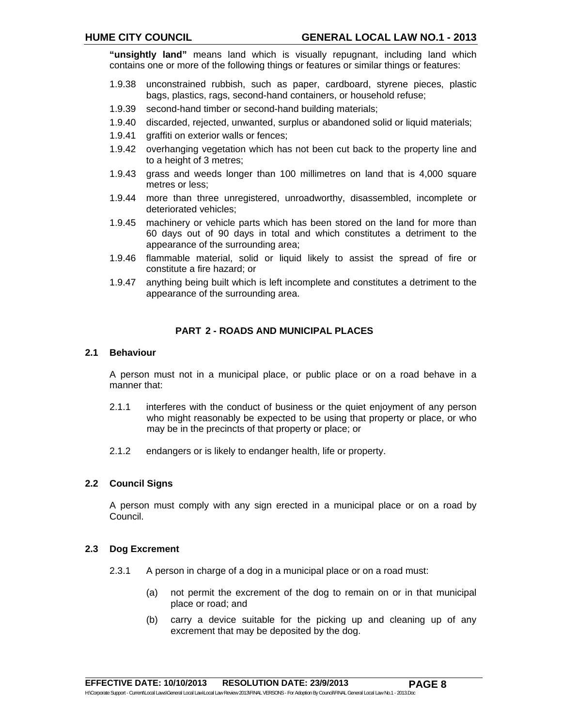**"unsightly land"** means land which is visually repugnant, including land which contains one or more of the following things or features or similar things or features:

1.9.38 unconstrained rubbish, such as paper, cardboard, styrene pieces, plastic bags, plastics, rags, second-hand containers, or household refuse;

1.9.39 second-hand timber or second-hand building materials;

1.9.40 discarded, rejected, unwanted, surplus or abandoned solid or liquid materials;

1.9.41 graffiti on exterior walls or fences;

1.9.42 overhanging vegetation which has not been cut back to the property line and to a height of 3 metres;

1.9.43 grass and weeds longer than 100 millimetres on land that is 4,000 square metres or less;

1.9.44 more than three unregistered, unroadworthy, disassembled, incomplete or deteriorated vehicles;

1.9.45 machinery or vehicle parts which has been stored on the land for more than 60 days out of 90 days in total and which constitutes a detriment to the appearance of the surrounding area;

1.9.46 flammable material, solid or liquid likely to assist the spread of fire or constitute a fire hazard; or

1.9.47 anything being built which is left incomplete and constitutes a detriment to the appearance of the surrounding area.

## PART 2 - ROADS AND MUNICIPAL PLACES

### 2.1 Behaviour

A person must not in a municipal place, or public place or on a road behave in a manner that:

2.1.1 interferes with the conduct of business or the quiet enjoyment of any person who might reasonably be expected to be using that property or place, or who may be in the precincts of that property or place; or

2.1.2 endangers or is likely to endanger health, life or property.

### 2.2 Council Signs

A person must comply with any sign erected in a municipal place or on a road by Council.

### 2.3 Dog Excrement

2.3.1 A person in charge of a dog in a municipal place or on a road must:

(a) not permit the excrement of the dog to remain on or in that municipal place or road; and

(b) carry a device suitable for the picking up and cleaning up of any excrement that may be deposited by the dog.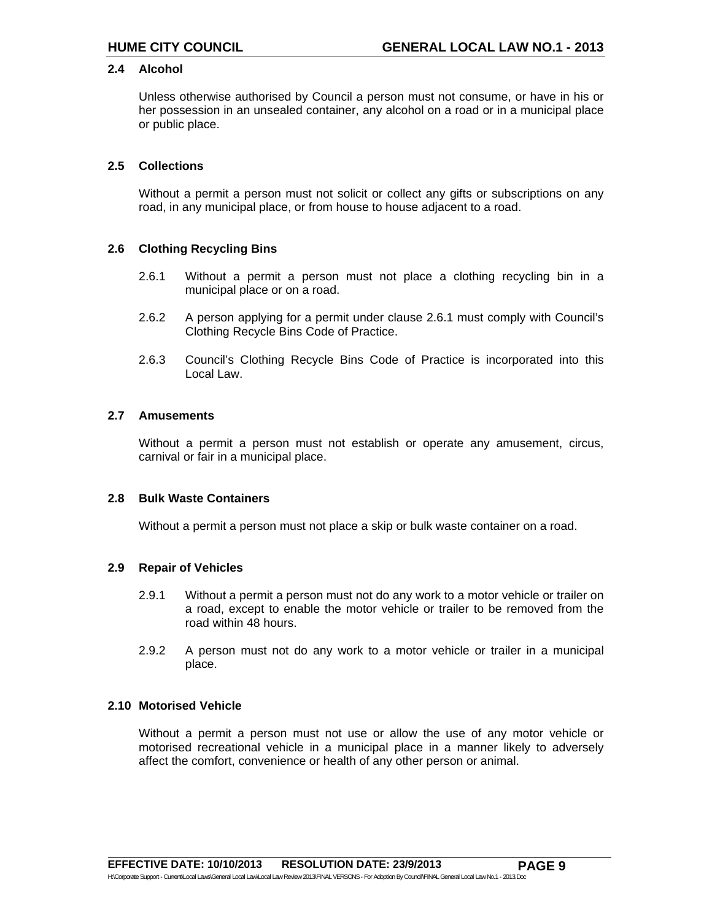### 2.4 Alcohol

Unless otherwise authorised by Council a person must not consume, or have in his or her possession in an unsealed container, any alcohol on a road or in a municipal place or public place.

### 2.5 Collections

Without a permit a person must not solicit or collect any gifts or subscriptions on any road, in any municipal place, or from house to house adjacent to a road.

### 2.6 Clothing Recycling Bins

2.6.1 Without a permit a person must not place a clothing recycling bin in a municipal place or on a road.

2.6.2 A person applying for a permit under clause 2.6.1 must comply with Council's Clothing Recycle Bins Code of Practice.

2.6.3 Council's Clothing Recycle Bins Code of Practice is incorporated into this Local Law.

### 2.7 Amusements

Without a permit a person must not establish or operate any amusement, circus, carnival or fair in a municipal place.

### 2.8 Bulk Waste Containers

Without a permit a person must not place a skip or bulk waste container on a road.

### 2.9 Repair of Vehicles

2.9.1 Without a permit a person must not do any work to a motor vehicle or trailer on a road, except to enable the motor vehicle or trailer to be removed from the road within 48 hours.

2.9.2 A person must not do any work to a motor vehicle or trailer in a municipal place.

### 2.10 Motorised Vehicle

Without a permit a person must not use or allow the use of any motor vehicle or motorised recreational vehicle in a municipal place in a manner likely to adversely affect the comfort, convenience or health of any other person or animal.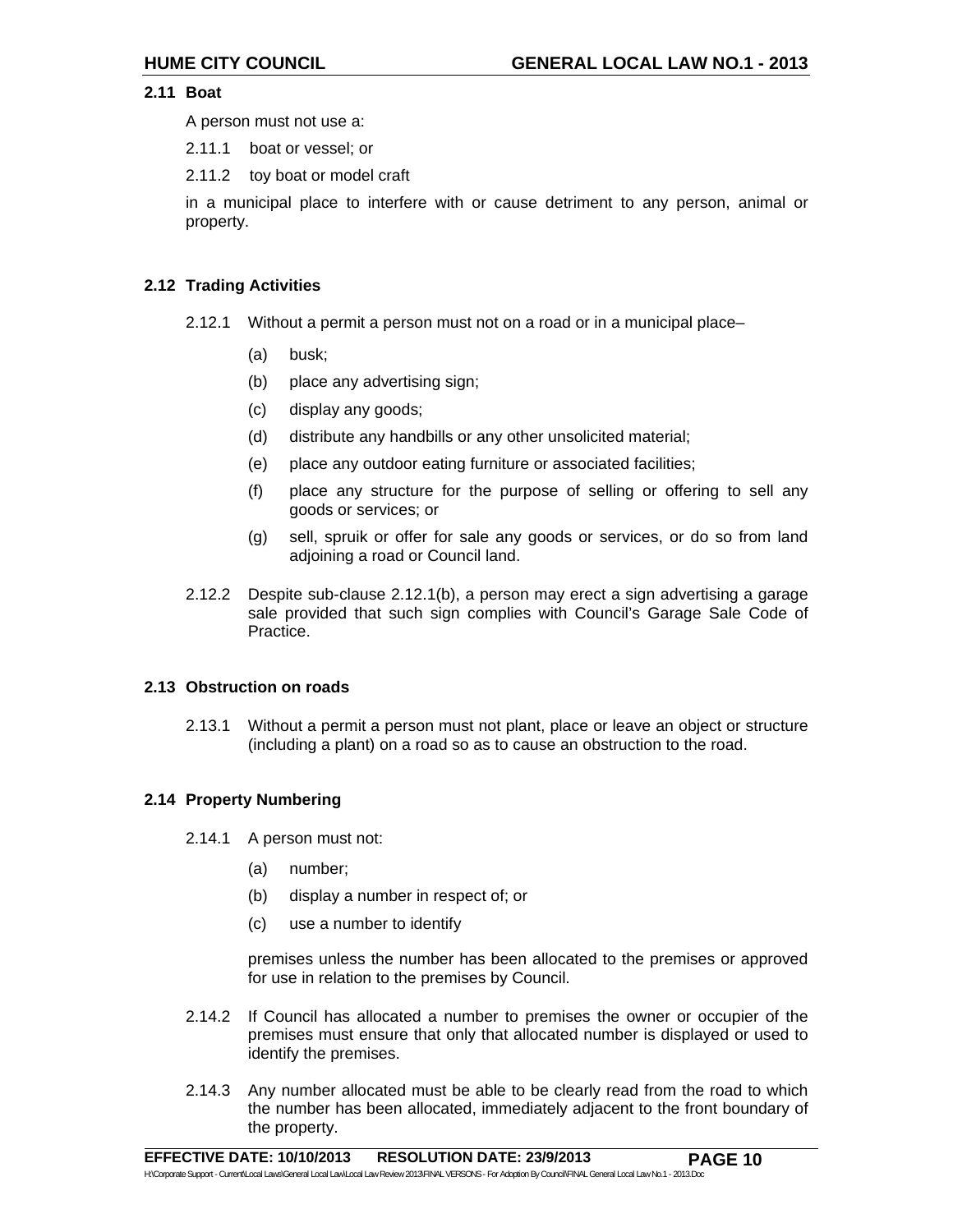### 2.11 Boat

A person must not use a:

2.11.1 boat or vessel; or

2.11.2 toy boat or model craft

in a municipal place to interfere with or cause detriment to any person, animal or property.

### 2.12 Trading Activities

2.12.1 Without a permit a person must not on a road or in a municipal place–

(a) busk;

(b) place any advertising sign;

(c) display any goods;

(d) distribute any handbills or any other unsolicited material;

(e) place any outdoor eating furniture or associated facilities;

(f) place any structure for the purpose of selling or offering to sell any goods or services; or

(g) sell, spruik or offer for sale any goods or services, or do so from land adjoining a road or Council land.

2.12.2 Despite sub-clause 2.12.1(b), a person may erect a sign advertising a garage sale provided that such sign complies with Council's Garage Sale Code of Practice.

### 2.13 Obstruction on roads

2.13.1 Without a permit a person must not plant, place or leave an object or structure (including a plant) on a road so as to cause an obstruction to the road.

### 2.14 Property Numbering

2.14.1 A person must not:

(a) number;

(b) display a number in respect of; or

(c) use a number to identify

premises unless the number has been allocated to the premises or approved for use in relation to the premises by Council.

2.14.2 If Council has allocated a number to premises the owner or occupier of the premises must ensure that only that allocated number is displayed or used to identify the premises.

2.14.3 Any number allocated must be able to be clearly read from the road to which the number has been allocated, immediately adjacent to the front boundary of the property.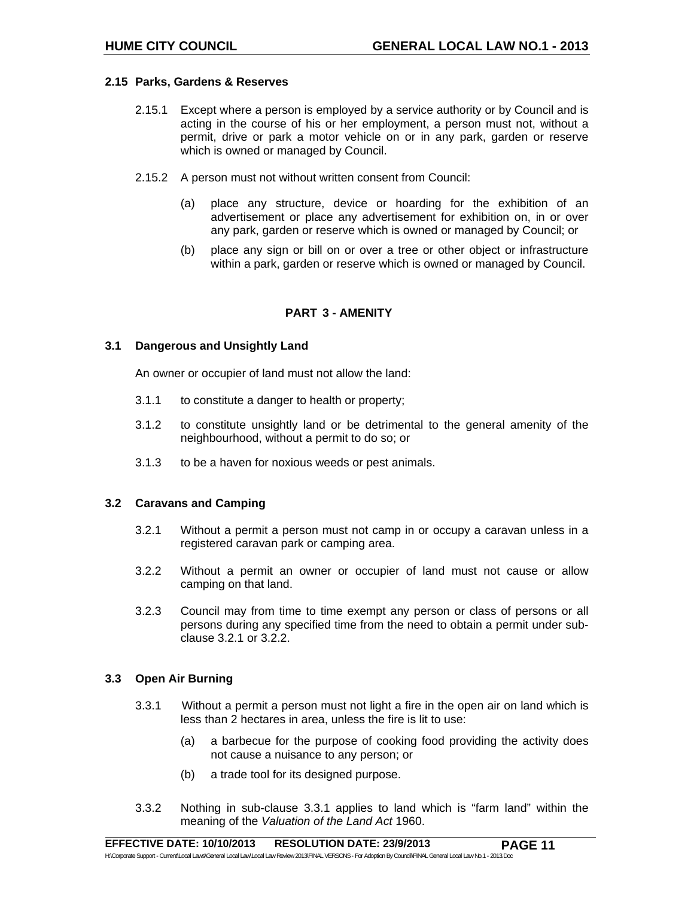### 2.15 Parks, Gardens & Reserves

2.15.1 Except where a person is employed by a service authority or by Council and is acting in the course of his or her employment, a person must not, without a permit, drive or park a motor vehicle on or in any park, garden or reserve which is owned or managed by Council.

2.15.2 A person must not without written consent from Council:

(a) place any structure, device or hoarding for the exhibition of an advertisement or place any advertisement for exhibition on, in or over any park, garden or reserve which is owned or managed by Council; or

(b) place any sign or bill on or over a tree or other object or infrastructure within a park, garden or reserve which is owned or managed by Council.

## PART 3 - AMENITY

### 3.1 Dangerous and Unsightly Land

An owner or occupier of land must not allow the land:

3.1.1 to constitute a danger to health or property;

3.1.2 to constitute unsightly land or be detrimental to the general amenity of the neighbourhood, without a permit to do so; or

3.1.3 to be a haven for noxious weeds or pest animals.

### 3.2 Caravans and Camping

3.2.1 Without a permit a person must not camp in or occupy a caravan unless in a registered caravan park or camping area.

3.2.2 Without a permit an owner or occupier of land must not cause or allow camping on that land.

3.2.3 Council may from time to time exempt any person or class of persons or all persons during any specified time from the need to obtain a permit under sub-clause 3.2.1 or 3.2.2.

### 3.3 Open Air Burning

3.3.1 Without a permit a person must not light a fire in the open air on land which is less than 2 hectares in area, unless the fire is lit to use:

(a) a barbecue for the purpose of cooking food providing the activity does not cause a nuisance to any person; or

(b) a trade tool for its designed purpose.

3.3.2 Nothing in sub-clause 3.3.1 applies to land which is "farm land" within the meaning of the *Valuation of the Land Act* 1960.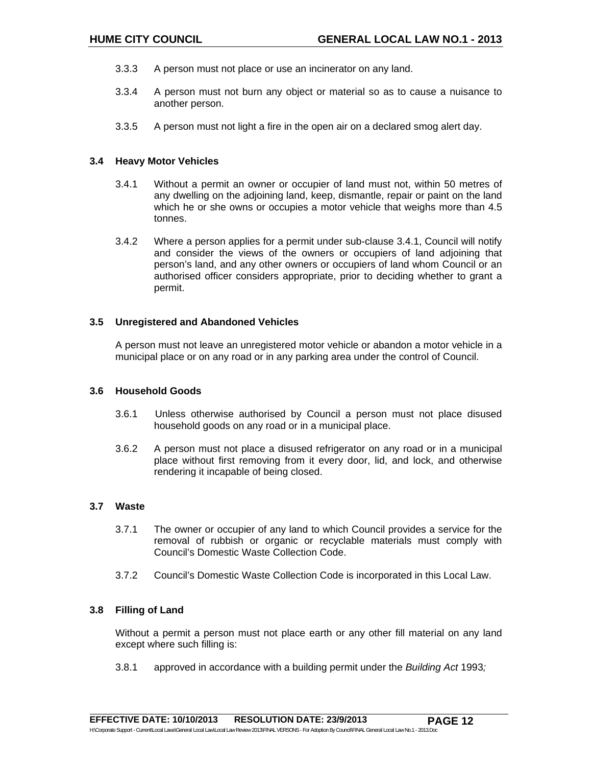3.3.3 A person must not place or use an incinerator on any land.

3.3.4 A person must not burn any object or material so as to cause a nuisance to another person.

3.3.5 A person must not light a fire in the open air on a declared smog alert day.

### 3.4 Heavy Motor Vehicles

3.4.1 Without a permit an owner or occupier of land must not, within 50 metres of any dwelling on the adjoining land, keep, dismantle, repair or paint on the land which he or she owns or occupies a motor vehicle that weighs more than 4.5 tonnes.

3.4.2 Where a person applies for a permit under sub-clause 3.4.1, Council will notify and consider the views of the owners or occupiers of land adjoining that person's land, and any other owners or occupiers of land whom Council or an authorised officer considers appropriate, prior to deciding whether to grant a permit.

### 3.5 Unregistered and Abandoned Vehicles

A person must not leave an unregistered motor vehicle or abandon a motor vehicle in a municipal place or on any road or in any parking area under the control of Council.

### 3.6 Household Goods

3.6.1 Unless otherwise authorised by Council a person must not place disused household goods on any road or in a municipal place.

3.6.2 A person must not place a disused refrigerator on any road or in a municipal place without first removing from it every door, lid, and lock, and otherwise rendering it incapable of being closed.

### 3.7 Waste

3.7.1 The owner or occupier of any land to which Council provides a service for the removal of rubbish or organic or recyclable materials must comply with Council's Domestic Waste Collection Code.

3.7.2 Council's Domestic Waste Collection Code is incorporated in this Local Law.

### 3.8 Filling of Land

Without a permit a person must not place earth or any other fill material on any land except where such filling is:

3.8.1 approved in accordance with a building permit under the *Building Act* 1993*;*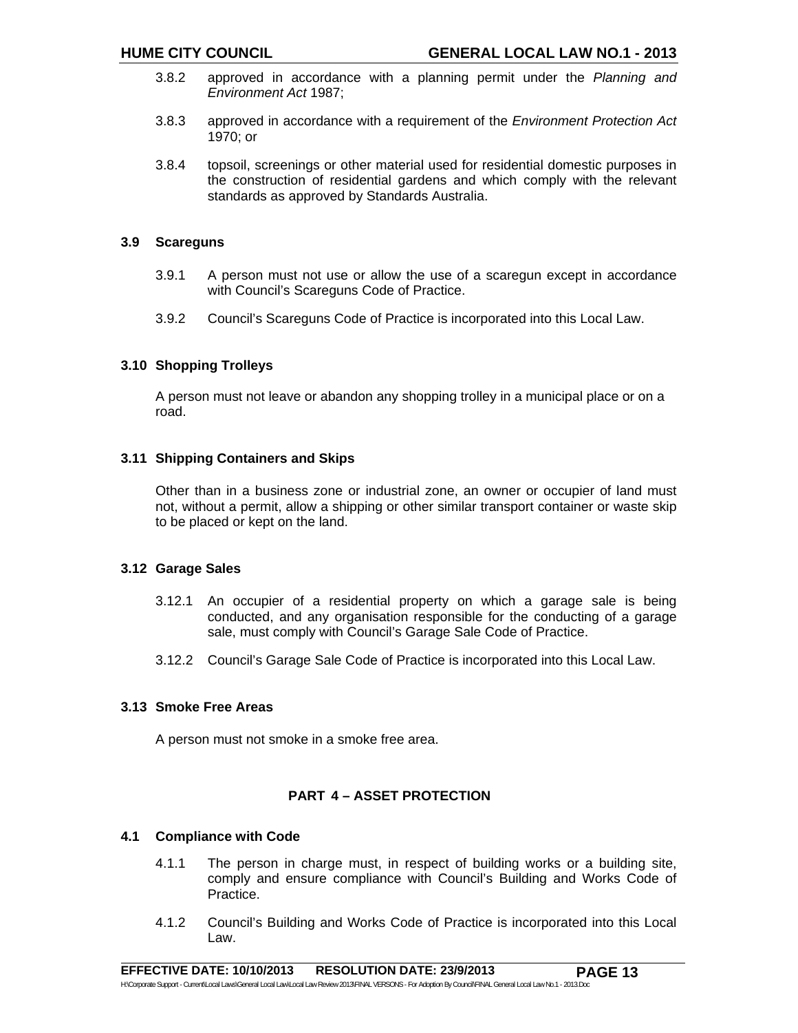3.8.2 approved in accordance with a planning permit under the *Planning and Environment Act* 1987;

3.8.3 approved in accordance with a requirement of the *Environment Protection Act* 1970; or

3.8.4 topsoil, screenings or other material used for residential domestic purposes in the construction of residential gardens and which comply with the relevant standards as approved by Standards Australia.

### 3.9 Scareguns

3.9.1 A person must not use or allow the use of a scaregun except in accordance with Council's Scareguns Code of Practice.

3.9.2 Council's Scareguns Code of Practice is incorporated into this Local Law.

### 3.10 Shopping Trolleys

A person must not leave or abandon any shopping trolley in a municipal place or on a road.

### 3.11 Shipping Containers and Skips

Other than in a business zone or industrial zone, an owner or occupier of land must not, without a permit, allow a shipping or other similar transport container or waste skip to be placed or kept on the land.

### 3.12 Garage Sales

3.12.1 An occupier of a residential property on which a garage sale is being conducted, and any organisation responsible for the conducting of a garage sale, must comply with Council's Garage Sale Code of Practice.

3.12.2 Council's Garage Sale Code of Practice is incorporated into this Local Law.

### 3.13 Smoke Free Areas

A person must not smoke in a smoke free area.

## PART 4 – ASSET PROTECTION

### 4.1 Compliance with Code

4.1.1 The person in charge must, in respect of building works or a building site, comply and ensure compliance with Council's Building and Works Code of Practice.

4.1.2 Council's Building and Works Code of Practice is incorporated into this Local Law.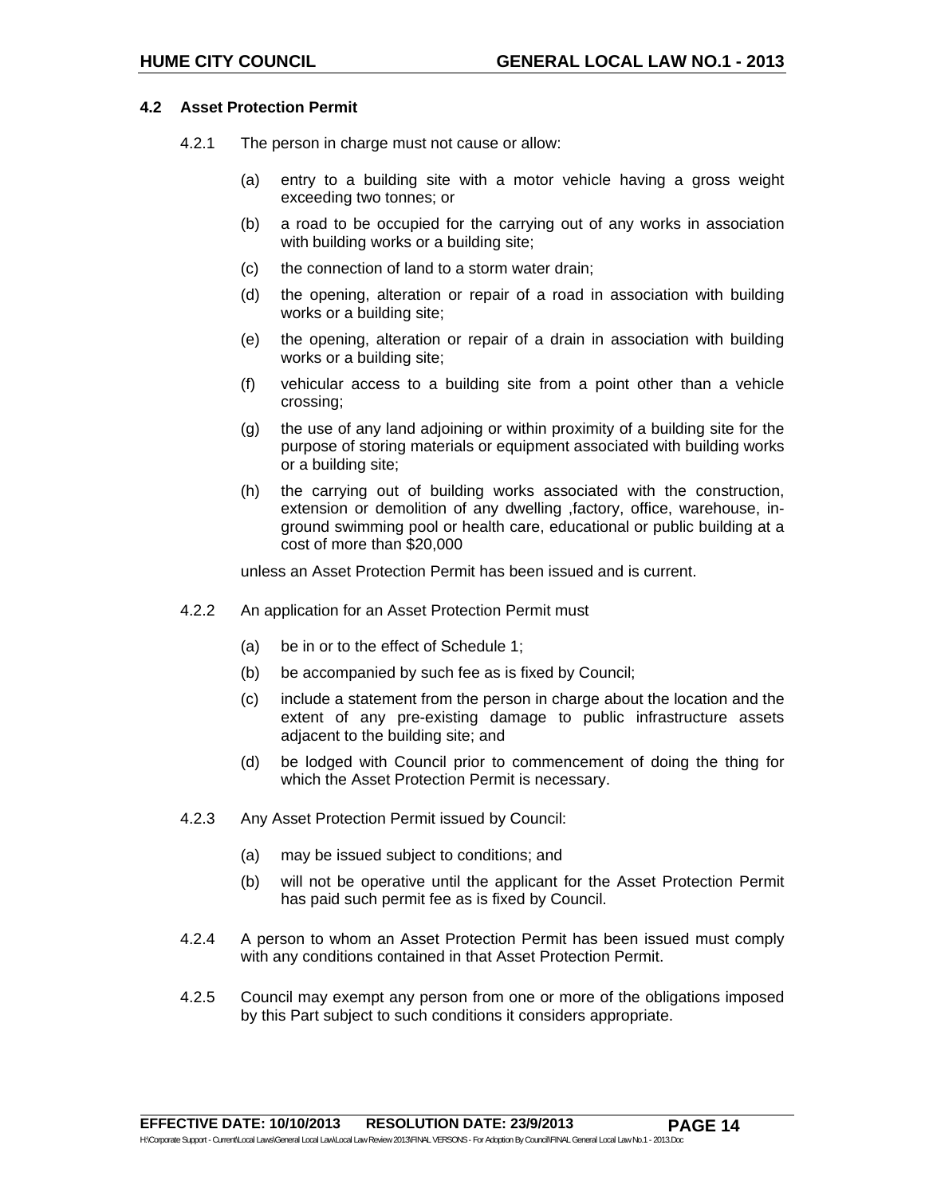### 4.2 Asset Protection Permit

4.2.1 The person in charge must not cause or allow:

(a) entry to a building site with a motor vehicle having a gross weight exceeding two tonnes; or

(b) a road to be occupied for the carrying out of any works in association with building works or a building site;

(c) the connection of land to a storm water drain;

(d) the opening, alteration or repair of a road in association with building works or a building site;

(e) the opening, alteration or repair of a drain in association with building works or a building site;

(f) vehicular access to a building site from a point other than a vehicle crossing;

(g) the use of any land adjoining or within proximity of a building site for the purpose of storing materials or equipment associated with building works or a building site;

(h) the carrying out of building works associated with the construction, extension or demolition of any dwelling ,factory, office, warehouse, in-ground swimming pool or health care, educational or public building at a cost of more than $20,000

unless an Asset Protection Permit has been issued and is current.

4.2.2 An application for an Asset Protection Permit must

(a) be in or to the effect of Schedule 1;

(b) be accompanied by such fee as is fixed by Council;

(c) include a statement from the person in charge about the location and the extent of any pre-existing damage to public infrastructure assets adjacent to the building site; and

(d) be lodged with Council prior to commencement of doing the thing for which the Asset Protection Permit is necessary.

4.2.3 Any Asset Protection Permit issued by Council:

(a) may be issued subject to conditions; and

(b) will not be operative until the applicant for the Asset Protection Permit has paid such permit fee as is fixed by Council.

4.2.4 A person to whom an Asset Protection Permit has been issued must comply with any conditions contained in that Asset Protection Permit.

4.2.5 Council may exempt any person from one or more of the obligations imposed by this Part subject to such conditions it considers appropriate.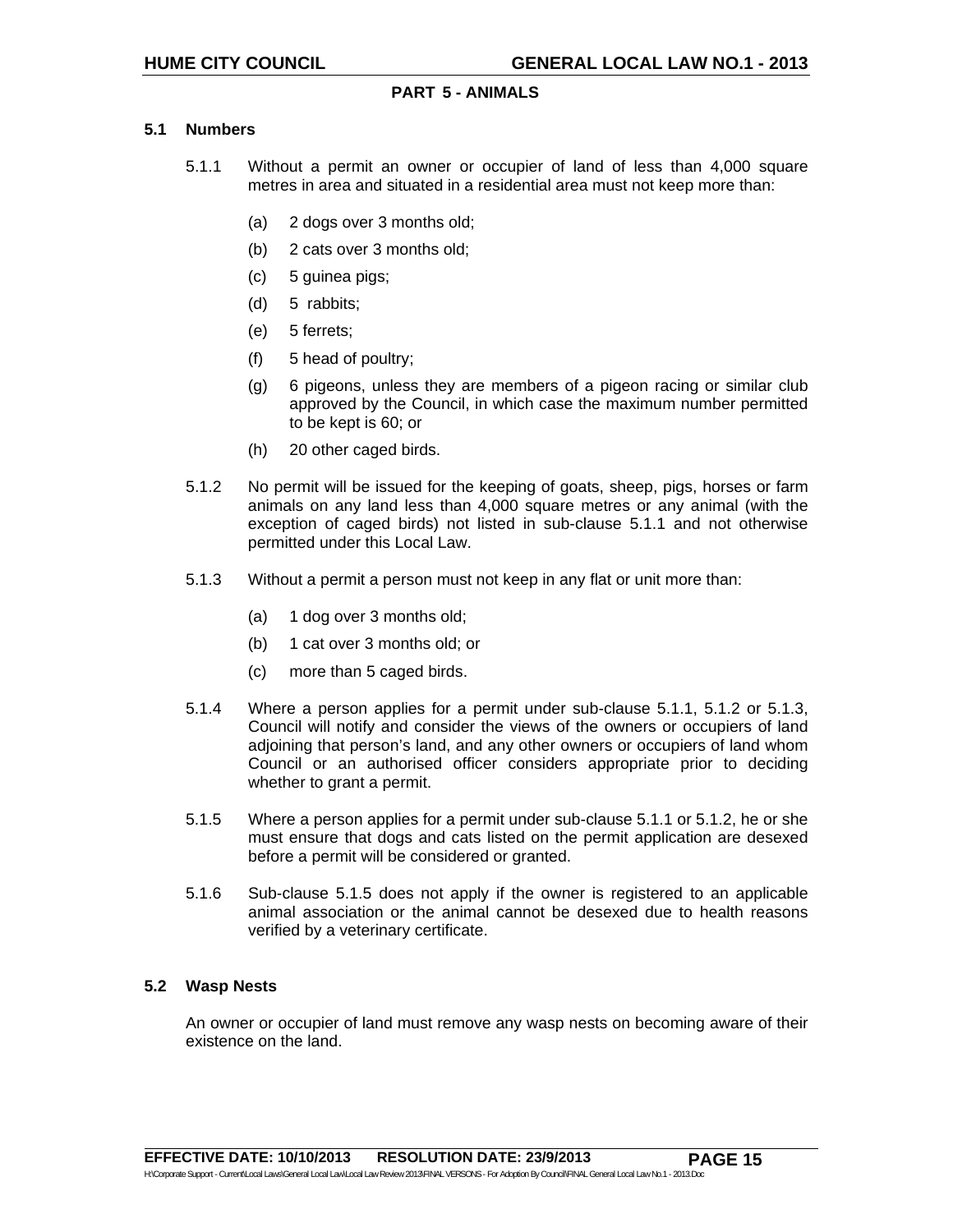# PART 5 - ANIMALS

## 5.1 Numbers

5.1.1 Without a permit an owner or occupier of land of less than 4,000 square metres in area and situated in a residential area must not keep more than:

- (a) 2 dogs over 3 months old;
- (b) 2 cats over 3 months old;
- (c) 5 guinea pigs;
- (d) 5 rabbits;
- (e) 5 ferrets;
- (f) 5 head of poultry;
- (g) 6 pigeons, unless they are members of a pigeon racing or similar club approved by the Council, in which case the maximum number permitted to be kept is 60; or
- (h) 20 other caged birds.

5.1.2 No permit will be issued for the keeping of goats, sheep, pigs, horses or farm animals on any land less than 4,000 square metres or any animal (with the exception of caged birds) not listed in sub-clause 5.1.1 and not otherwise permitted under this Local Law.

5.1.3 Without a permit a person must not keep in any flat or unit more than:

- (a) 1 dog over 3 months old;
- (b) 1 cat over 3 months old; or
- (c) more than 5 caged birds.

5.1.4 Where a person applies for a permit under sub-clause 5.1.1, 5.1.2 or 5.1.3, Council will notify and consider the views of the owners or occupiers of land adjoining that person's land, and any other owners or occupiers of land whom Council or an authorised officer considers appropriate prior to deciding whether to grant a permit.

5.1.5 Where a person applies for a permit under sub-clause 5.1.1 or 5.1.2, he or she must ensure that dogs and cats listed on the permit application are desexed before a permit will be considered or granted.

5.1.6 Sub-clause 5.1.5 does not apply if the owner is registered to an applicable animal association or the animal cannot be desexed due to health reasons verified by a veterinary certificate.

## 5.2 Wasp Nests

An owner or occupier of land must remove any wasp nests on becoming aware of their existence on the land.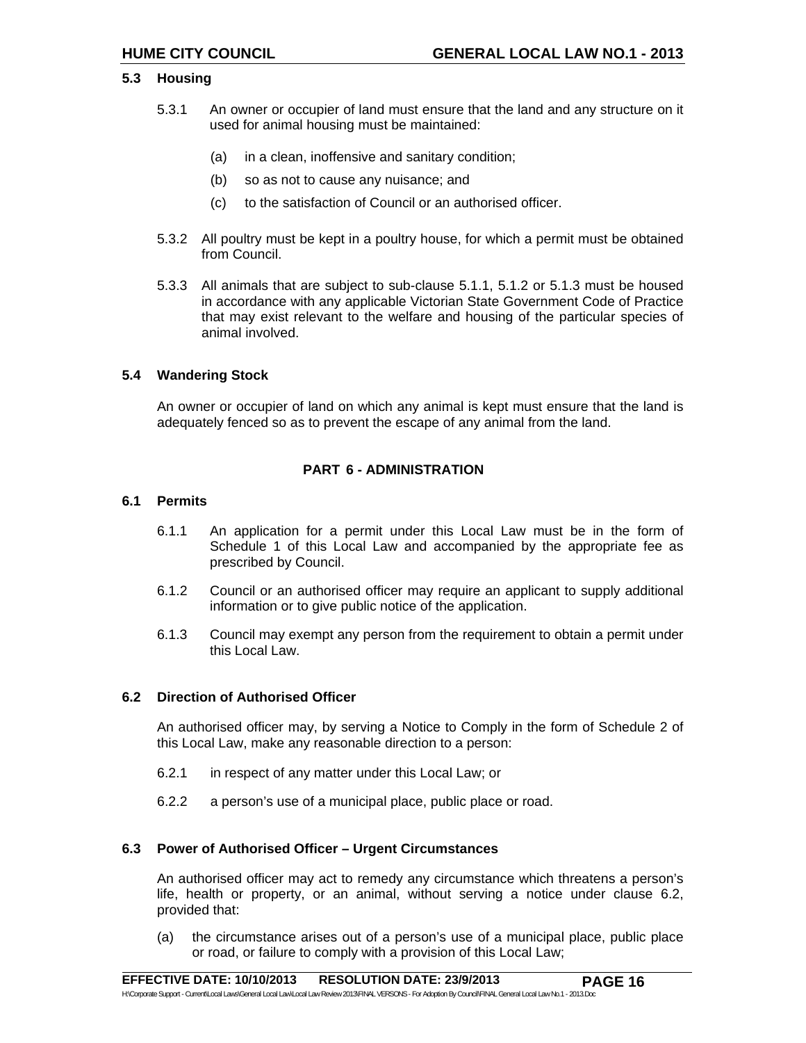### 5.3 Housing

5.3.1 An owner or occupier of land must ensure that the land and any structure on it used for animal housing must be maintained:

(a) in a clean, inoffensive and sanitary condition;

(b) so as not to cause any nuisance; and

(c) to the satisfaction of Council or an authorised officer.

5.3.2 All poultry must be kept in a poultry house, for which a permit must be obtained from Council.

5.3.3 All animals that are subject to sub-clause 5.1.1, 5.1.2 or 5.1.3 must be housed in accordance with any applicable Victorian State Government Code of Practice that may exist relevant to the welfare and housing of the particular species of animal involved.

### 5.4 Wandering Stock

An owner or occupier of land on which any animal is kept must ensure that the land is adequately fenced so as to prevent the escape of any animal from the land.

## PART 6 - ADMINISTRATION

### 6.1 Permits

6.1.1 An application for a permit under this Local Law must be in the form of Schedule 1 of this Local Law and accompanied by the appropriate fee as prescribed by Council.

6.1.2 Council or an authorised officer may require an applicant to supply additional information or to give public notice of the application.

6.1.3 Council may exempt any person from the requirement to obtain a permit under this Local Law.

### 6.2 Direction of Authorised Officer

An authorised officer may, by serving a Notice to Comply in the form of Schedule 2 of this Local Law, make any reasonable direction to a person:

6.2.1 in respect of any matter under this Local Law; or

6.2.2 a person's use of a municipal place, public place or road.

### 6.3 Power of Authorised Officer – Urgent Circumstances

An authorised officer may act to remedy any circumstance which threatens a person's life, health or property, or an animal, without serving a notice under clause 6.2, provided that:

(a) the circumstance arises out of a person's use of a municipal place, public place or road, or failure to comply with a provision of this Local Law;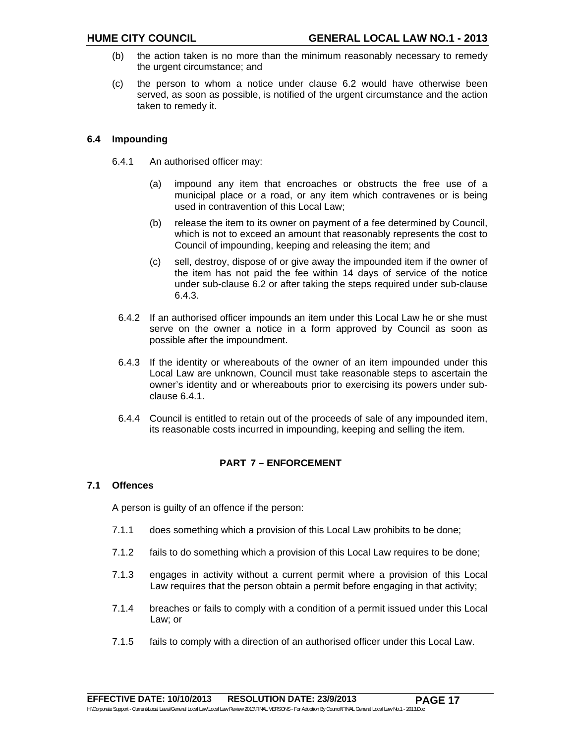(b) the action taken is no more than the minimum reasonably necessary to remedy the urgent circumstance; and

(c) the person to whom a notice under clause 6.2 would have otherwise been served, as soon as possible, is notified of the urgent circumstance and the action taken to remedy it.

**6.4 Impounding**

6.4.1 An authorised officer may:

(a) impound any item that encroaches or obstructs the free use of a municipal place or a road, or any item which contravenes or is being used in contravention of this Local Law;

(b) release the item to its owner on payment of a fee determined by Council, which is not to exceed an amount that reasonably represents the cost to Council of impounding, keeping and releasing the item; and

(c) sell, destroy, dispose of or give away the impounded item if the owner of the item has not paid the fee within 14 days of service of the notice under sub-clause 6.2 or after taking the steps required under sub-clause 6.4.3.

6.4.2 If an authorised officer impounds an item under this Local Law he or she must serve on the owner a notice in a form approved by Council as soon as possible after the impoundment.

6.4.3 If the identity or whereabouts of the owner of an item impounded under this Local Law are unknown, Council must take reasonable steps to ascertain the owner's identity and or whereabouts prior to exercising its powers under sub-clause 6.4.1.

6.4.4 Council is entitled to retain out of the proceeds of sale of any impounded item, its reasonable costs incurred in impounding, keeping and selling the item.

**PART 7 – ENFORCEMENT**

**7.1 Offences**

A person is guilty of an offence if the person:

7.1.1 does something which a provision of this Local Law prohibits to be done;

7.1.2 fails to do something which a provision of this Local Law requires to be done;

7.1.3 engages in activity without a current permit where a provision of this Local Law requires that the person obtain a permit before engaging in that activity;

7.1.4 breaches or fails to comply with a condition of a permit issued under this Local Law; or

7.1.5 fails to comply with a direction of an authorised officer under this Local Law.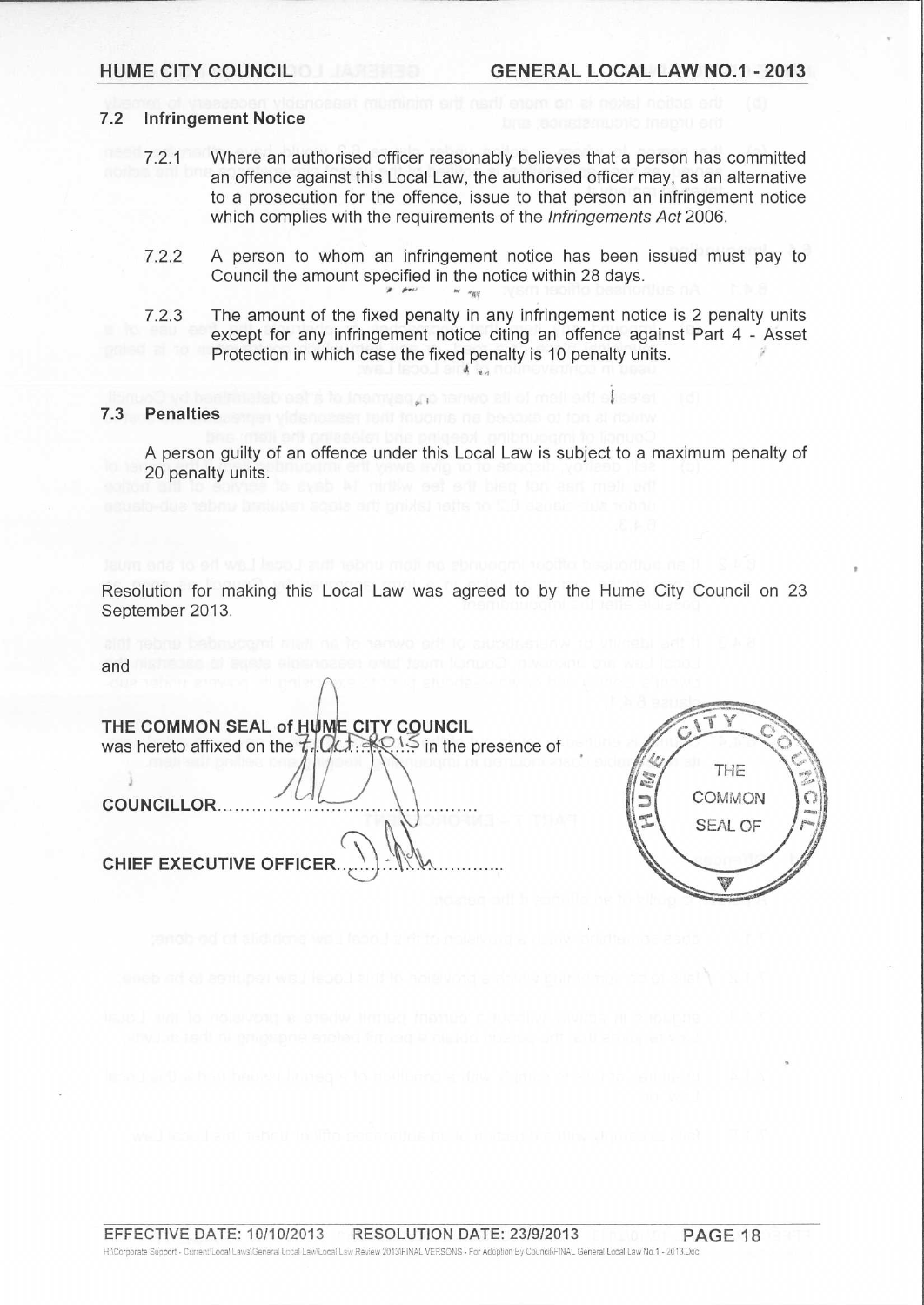### 7.2 Infringement Notice

7.2.1 Where an authorised officer reasonably believes that a person has committed an offence against this Local Law, the authorised officer may, as an alternative to a prosecution for the offence, issue to that person an infringement notice which complies with the requirements of the *Infringements Act* 2006.

7.2.2 A person to whom an infringement notice has been issued must pay to Council the amount specified in the notice within 28 days.

7.2.3 The amount of the fixed penalty in any infringement notice is 2 penalty units except for any infringement notice citing an offence against Part 4 - Asset Protection in which case the fixed penalty is 10 penalty units.

### 7.3 Penalties

A person guilty of an offence under this Local Law is subject to a maximum penalty of 20 penalty units.

Resolution for making this Local Law was agreed to by the Hume City Council on 23 September 2013.

and

**THE COMMON SEAL of HUME CITY COUNCIL**
was hereto affixed on the 7.Oct.2013 in the presence of

**COUNCILLOR**..............................................

**CHIEF EXECUTIVE OFFICER**..............................

HUME CITY COUNCIL THE COMMON SEAL OF

EFFECTIVE DATE: 10/10/2013 RESOLUTION DATE: 23/9/2013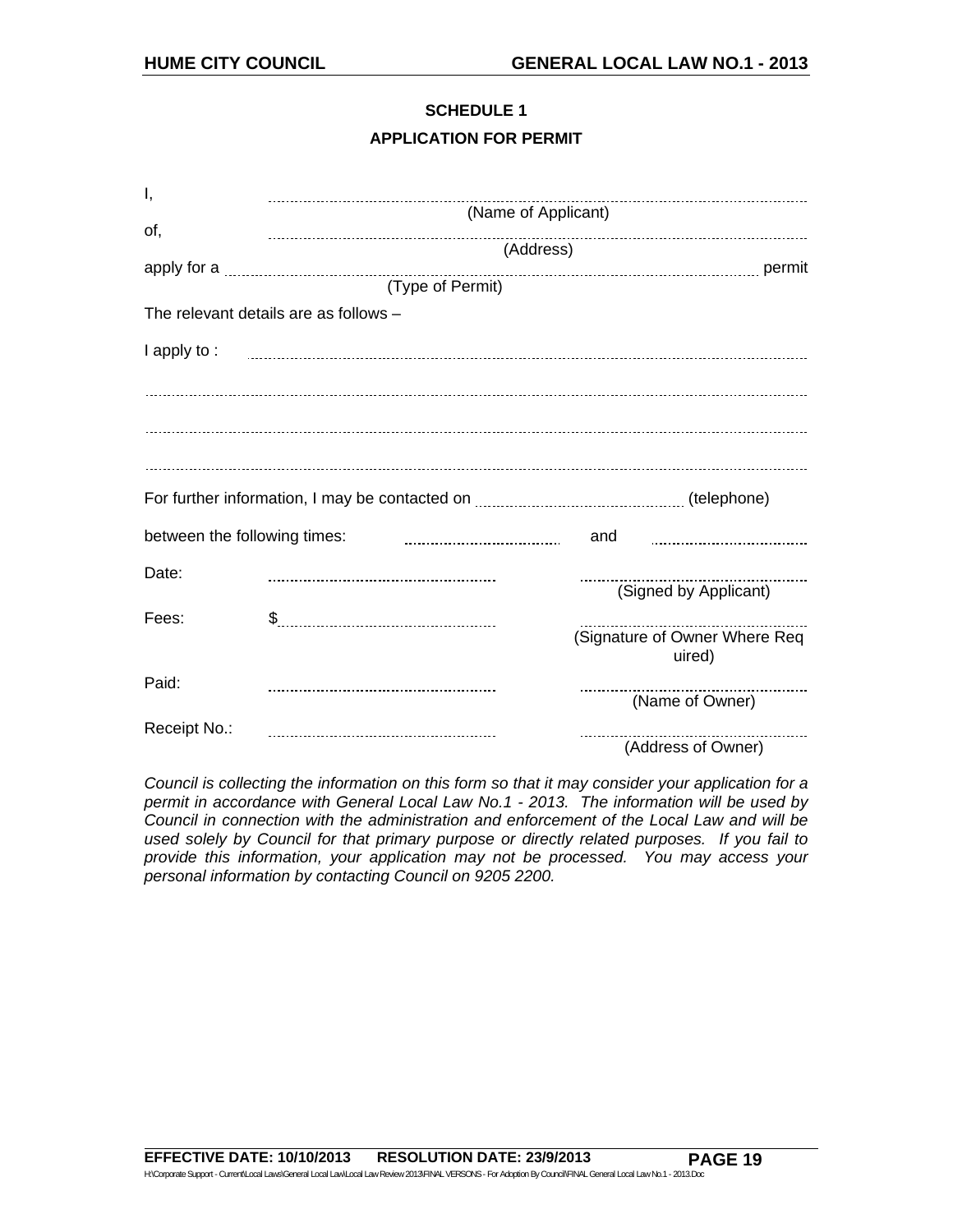## SCHEDULE 1

## APPLICATION FOR PERMIT

I, ...........................................................................................................................
(Name of Applicant)

of, ...........................................................................................................................
(Address)

apply for a ........................................................................................................... permit
(Type of Permit)

The relevant details are as follows –

I apply to : ...........................................................................................................................

.......................................................................................................................................................

.......................................................................................................................................................

.......................................................................................................................................................

For further information, I may be contacted on ...................................... (telephone)

between the following times: ...................................... and ......................................

| | | |
|---|---|---|
| Date: | ...................................... | ...................................... (Signed by Applicant) |
| Fees: | $...................................... | ...................................... (Signature of Owner Where Required) |
| Paid: | ...................................... | ...................................... (Name of Owner) |
| Receipt No.: | ...................................... | ...................................... (Address of Owner) |

*Council is collecting the information on this form so that it may consider your application for a permit in accordance with General Local Law No.1 - 2013. The information will be used by Council in connection with the administration and enforcement of the Local Law and will be used solely by Council for that primary purpose or directly related purposes. If you fail to provide this information, your application may not be processed. You may access your personal information by contacting Council on 9205 2200.*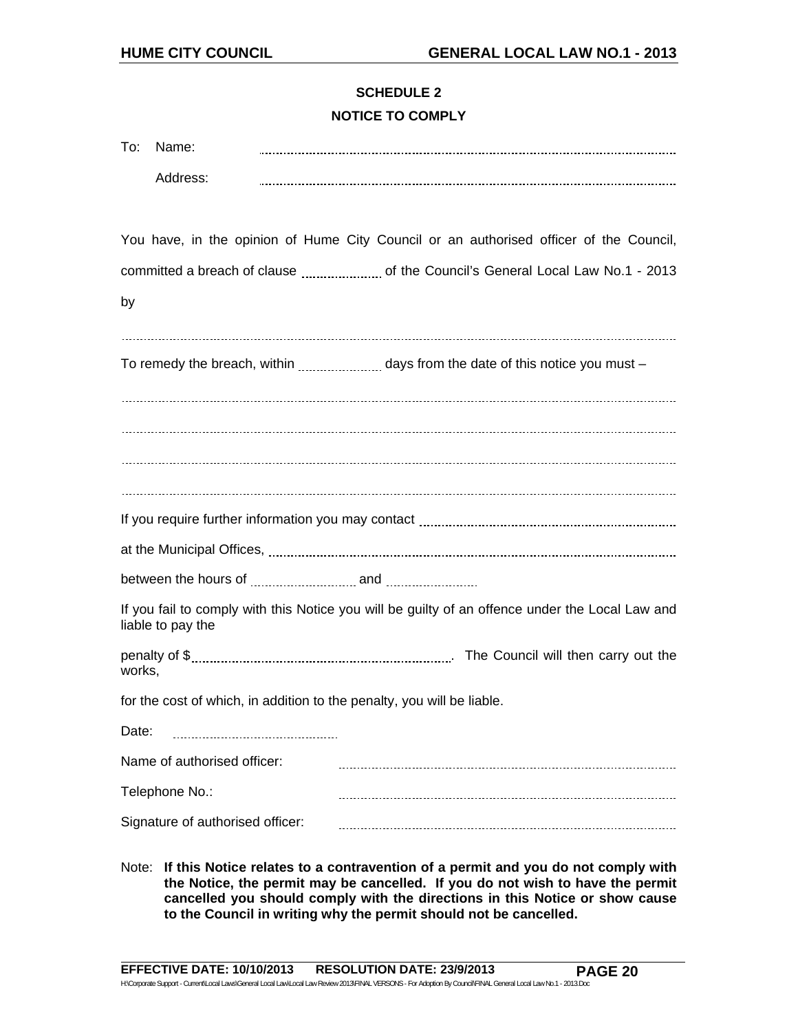## SCHEDULE 2

## NOTICE TO COMPLY

To: Name: ..........................................................................................................

Address: ..........................................................................................................

You have, in the opinion of Hume City Council or an authorised officer of the Council, committed a breach of clause .................... of the Council's General Local Law No.1 - 2013 by

..........................................................................................................................................

To remedy the breach, within .................... days from the date of this notice you must –

..........................................................................................................................................

..........................................................................................................................................

..........................................................................................................................................

..........................................................................................................................................

If you require further information you may contact ..........................................................

at the Municipal Offices, ..........................................................................................

between the hours of .................... and ....................

If you fail to comply with this Notice you will be guilty of an offence under the Local Law and liable to pay the

penalty of $.......................................................... The Council will then carry out the works,

for the cost of which, in addition to the penalty, you will be liable.

Date: ........................................

Name of authorised officer: ..........................................................................

Telephone No.: ..........................................................................

Signature of authorised officer: ..........................................................................

Note: **If this Notice relates to a contravention of a permit and you do not comply with the Notice, the permit may be cancelled. If you do not wish to have the permit cancelled you should comply with the directions in this Notice or show cause to the Council in writing why the permit should not be cancelled.**